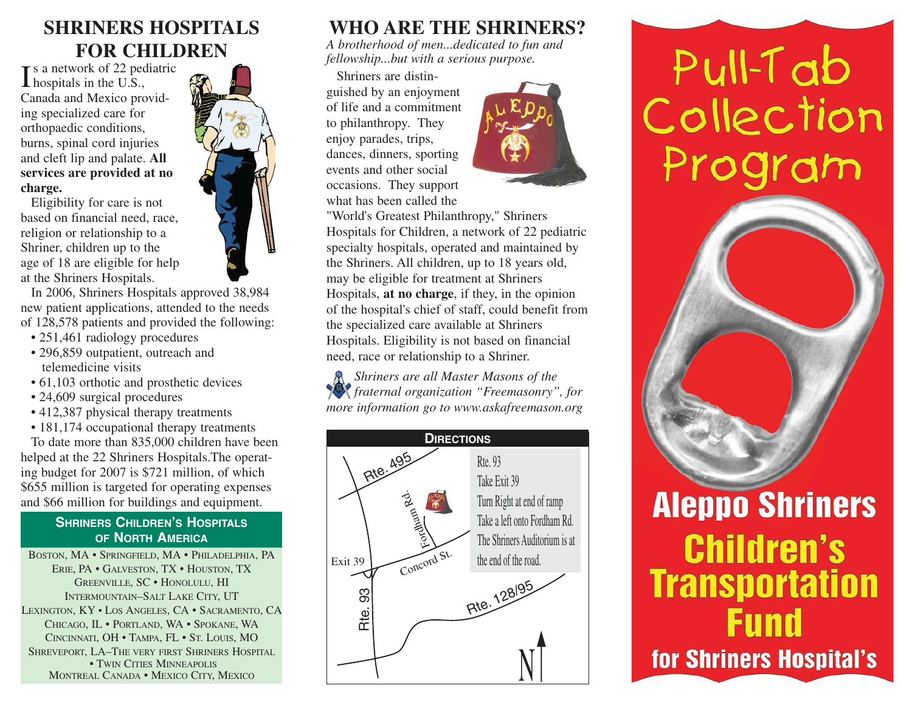# SHRINERS HOSPITALS FOR CHILDREN

Is a network of 22 pediatric hospitals in the U.S., Canada and Mexico providing specialized care for orthopaedic conditions, burns, spinal cord injuries and cleft lip and palate. **All services are provided at no charge.**

Eligibility for care is not based on financial need, race, religion or relationship to a Shriner, children up to the age of 18 are eligible for help at the Shriners Hospitals.

In 2006, Shriners Hospitals approved 38,984 new patient applications, attended to the needs of 128,578 patients and provided the following:

- 251,461 radiology procedures
- 296,859 outpatient, outreach and telemedicine visits
- 61,103 orthotic and prosthetic devices
- 24,609 surgical procedures
- 412,387 physical therapy treatments
- 181,174 occupational therapy treatments

To date more than 835,000 children have been helped at the 22 Shriners Hospitals.The operating budget for 2007 is $721 million, of which $655 million is targeted for operating expenses and $66 million for buildings and equipment.

### SHRINERS CHILDREN'S HOSPITALS OF NORTH AMERICA

BOSTON, MA • SPRINGFIELD, MA • PHILADELPHIA, PA
ERIE, PA • GALVESTON, TX • HOUSTON, TX
GREENVILLE, SC • HONOLULU, HI
INTERMOUNTAIN–SALT LAKE CITY, UT
LEXINGTON, KY • LOS ANGELES, CA • SACRAMENTO, CA
CHICAGO, IL • PORTLAND, WA • SPOKANE, WA
CINCINNATI, OH • TAMPA, FL • ST. LOUIS, MO
SHREVEPORT, LA–THE VERY FIRST SHRINERS HOSPITAL • TWIN CITIES MINNEAPOLIS
MONTREAL CANADA • MEXICO CITY, MEXICO

# WHO ARE THE SHRINERS?

*A brotherhood of men...dedicated to fun and fellowship...but with a serious purpose.*

Shriners are distinguished by an enjoyment of life and a commitment to philanthropy. They enjoy parades, trips, dances, dinners, sporting events and other social occasions. They support what has been called the "World's Greatest Philanthropy," Shriners Hospitals for Children, a network of 22 pediatric specialty hospitals, operated and maintained by the Shriners. All children, up to 18 years old, may be eligible for treatment at Shriners Hospitals, **at no charge**, if they, in the opinion of the hospital's chief of staff, could benefit from the specialized care available at Shriners Hospitals. Eligibility is not based on financial need, race or relationship to a Shriner.

*Shriners are all Master Masons of the fraternal organization "Freemasonry", for more information go to www.askafreemason.org*

### DIRECTIONS

Rte. 93
Take Exit 39
Turn Right at end of ramp
Take a left onto Fordham Rd.
The Shriners Auditorium is at the end of the road.

# Pull-Tab Collection Program

## Aleppo Shriners Children's Transportation Fund for Shriners Hospital's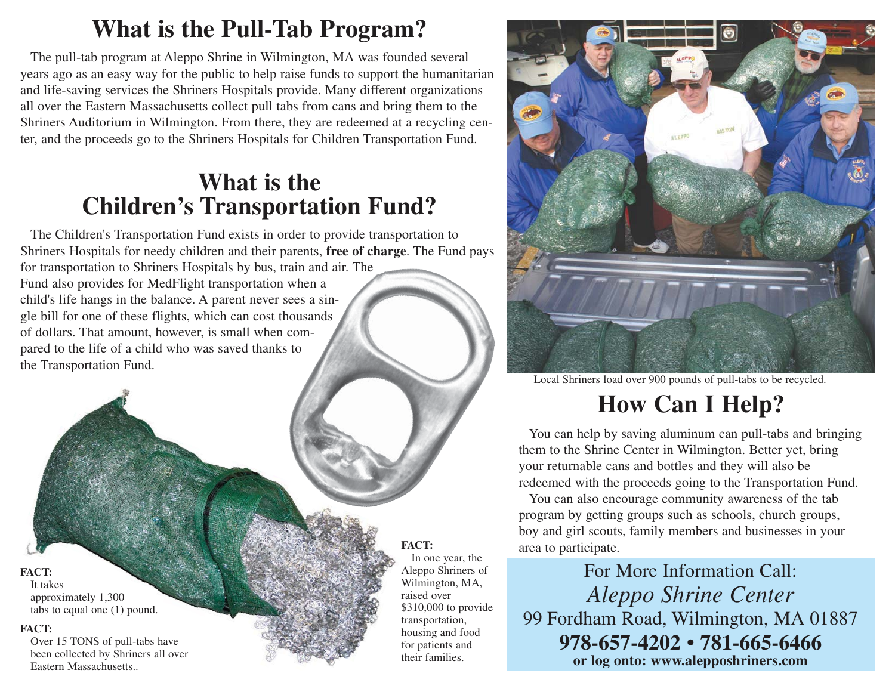# What is the Pull-Tab Program?

The pull-tab program at Aleppo Shrine in Wilmington, MA was founded several years ago as an easy way for the public to help raise funds to support the humanitarian and life-saving services the Shriners Hospitals provide. Many different organizations all over the Eastern Massachusetts collect pull tabs from cans and bring them to the Shriners Auditorium in Wilmington. From there, they are redeemed at a recycling center, and the proceeds go to the Shriners Hospitals for Children Transportation Fund.

# What is the Children's Transportation Fund?

The Children's Transportation Fund exists in order to provide transportation to Shriners Hospitals for needy children and their parents, **free of charge**. The Fund pays for transportation to Shriners Hospitals by bus, train and air. The Fund also provides for MedFlight transportation when a child's life hangs in the balance. A parent never sees a single bill for one of these flights, which can cost thousands of dollars. That amount, however, is small when compared to the life of a child who was saved thanks to the Transportation Fund.

**FACT:**
It takes approximately 1,300 tabs to equal one (1) pound.

**FACT:**
Over 15 TONS of pull-tabs have been collected by Shriners all over Eastern Massachusetts..

**FACT:**
In one year, the Aleppo Shriners of Wilmington, MA, raised over $310,000 to provide transportation, housing and food for patients and their families.

Local Shriners load over 900 pounds of pull-tabs to be recycled.

# How Can I Help?

You can help by saving aluminum can pull-tabs and bringing them to the Shrine Center in Wilmington. Better yet, bring your returnable cans and bottles and they will also be redeemed with the proceeds going to the Transportation Fund.

You can also encourage community awareness of the tab program by getting groups such as schools, church groups, boy and girl scouts, family members and businesses in your area to participate.

For More Information Call:
*Aleppo Shrine Center*
99 Fordham Road, Wilmington, MA 01887
**978-657-4202 • 781-665-6466**
**or log onto: www.alepposhriners.com**